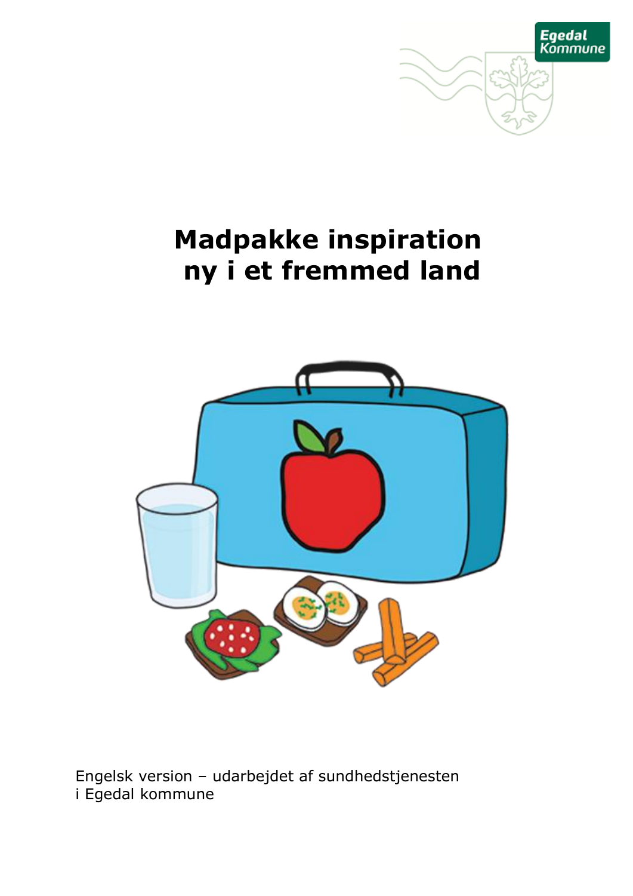Egedal Kommune

# Madpakke inspiration ny i et fremmed land

Engelsk version – udarbejdet af sundhedstjenesten
i Egedal kommune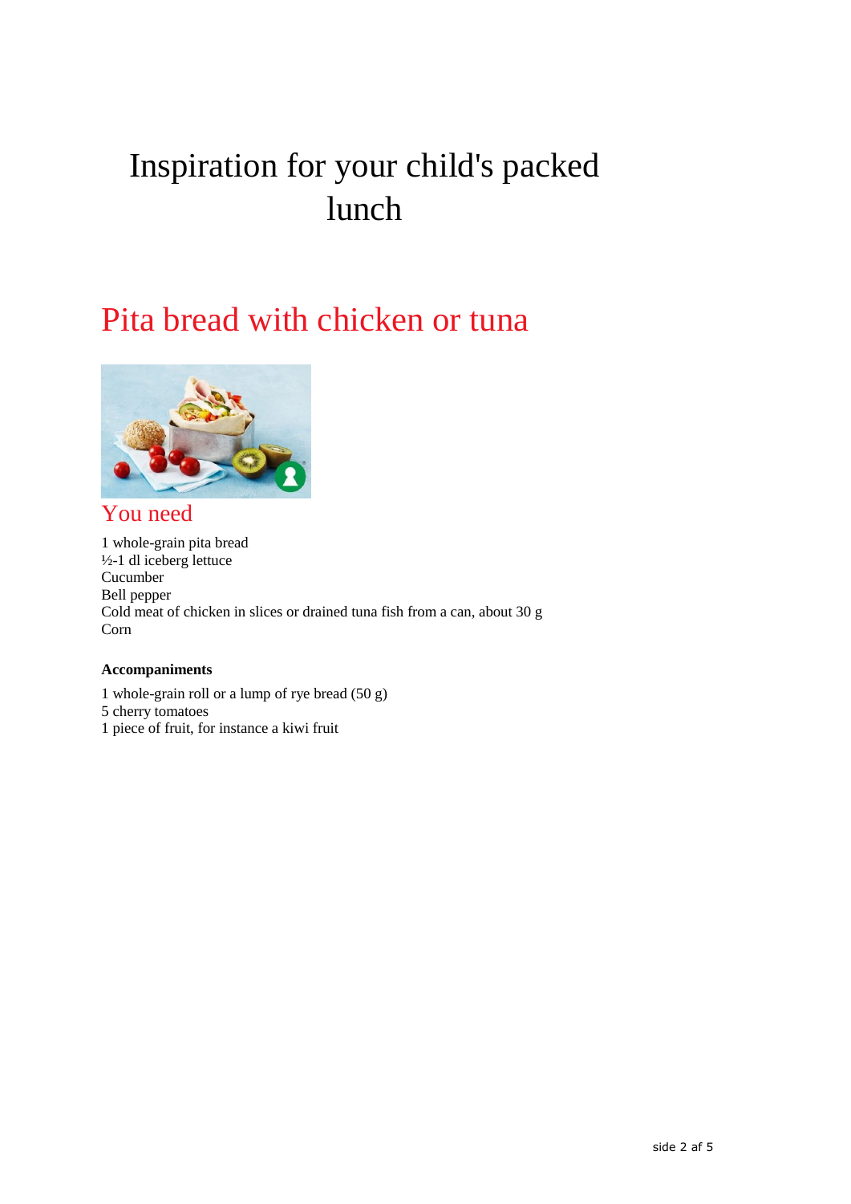# Inspiration for your child's packed lunch

## Pita bread with chicken or tuna

### You need

1 whole-grain pita bread
½-1 dl iceberg lettuce
Cucumber
Bell pepper
Cold meat of chicken in slices or drained tuna fish from a can, about 30 g
Corn

**Accompaniments**

1 whole-grain roll or a lump of rye bread (50 g)
5 cherry tomatoes
1 piece of fruit, for instance a kiwi fruit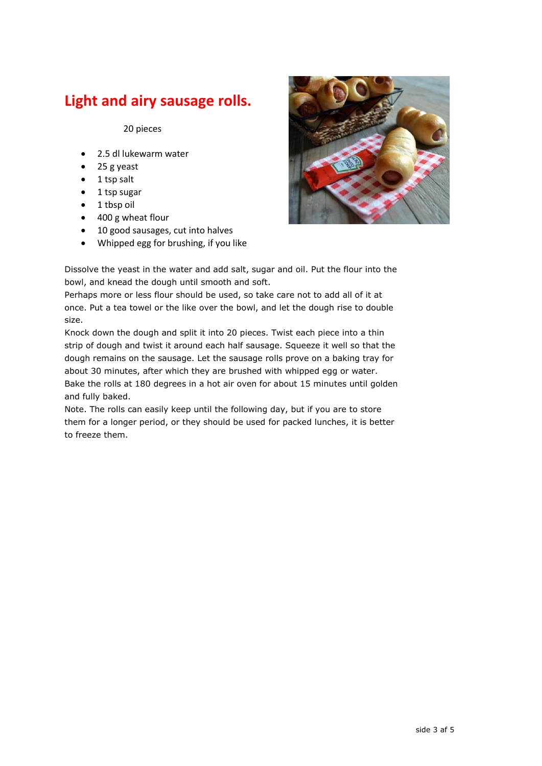# Light and airy sausage rolls.

20 pieces

- 2.5 dl lukewarm water
- 25 g yeast
- 1 tsp salt
- 1 tsp sugar
- 1 tbsp oil
- 400 g wheat flour
- 10 good sausages, cut into halves
- Whipped egg for brushing, if you like

Dissolve the yeast in the water and add salt, sugar and oil. Put the flour into the bowl, and knead the dough until smooth and soft.
Perhaps more or less flour should be used, so take care not to add all of it at once. Put a tea towel or the like over the bowl, and let the dough rise to double size.
Knock down the dough and split it into 20 pieces. Twist each piece into a thin strip of dough and twist it around each half sausage. Squeeze it well so that the dough remains on the sausage. Let the sausage rolls prove on a baking tray for about 30 minutes, after which they are brushed with whipped egg or water.
Bake the rolls at 180 degrees in a hot air oven for about 15 minutes until golden and fully baked.
Note. The rolls can easily keep until the following day, but if you are to store them for a longer period, or they should be used for packed lunches, it is better to freeze them.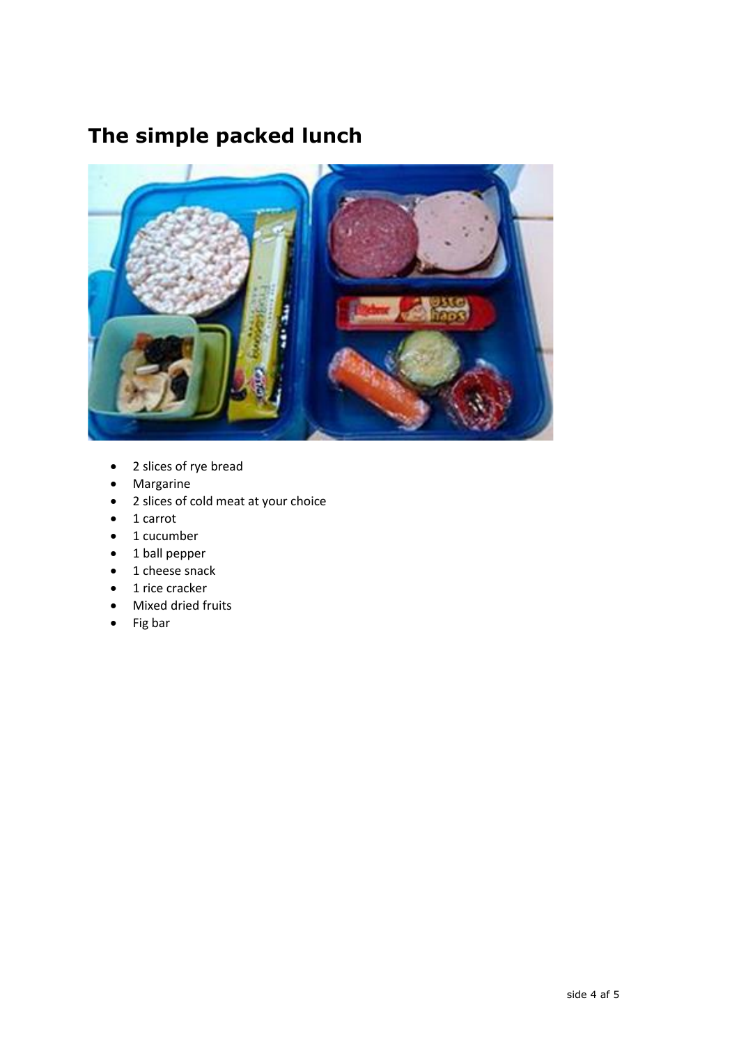# The simple packed lunch

- 2 slices of rye bread
- Margarine
- 2 slices of cold meat at your choice
- 1 carrot
- 1 cucumber
- 1 ball pepper
- 1 cheese snack
- 1 rice cracker
- Mixed dried fruits
- Fig bar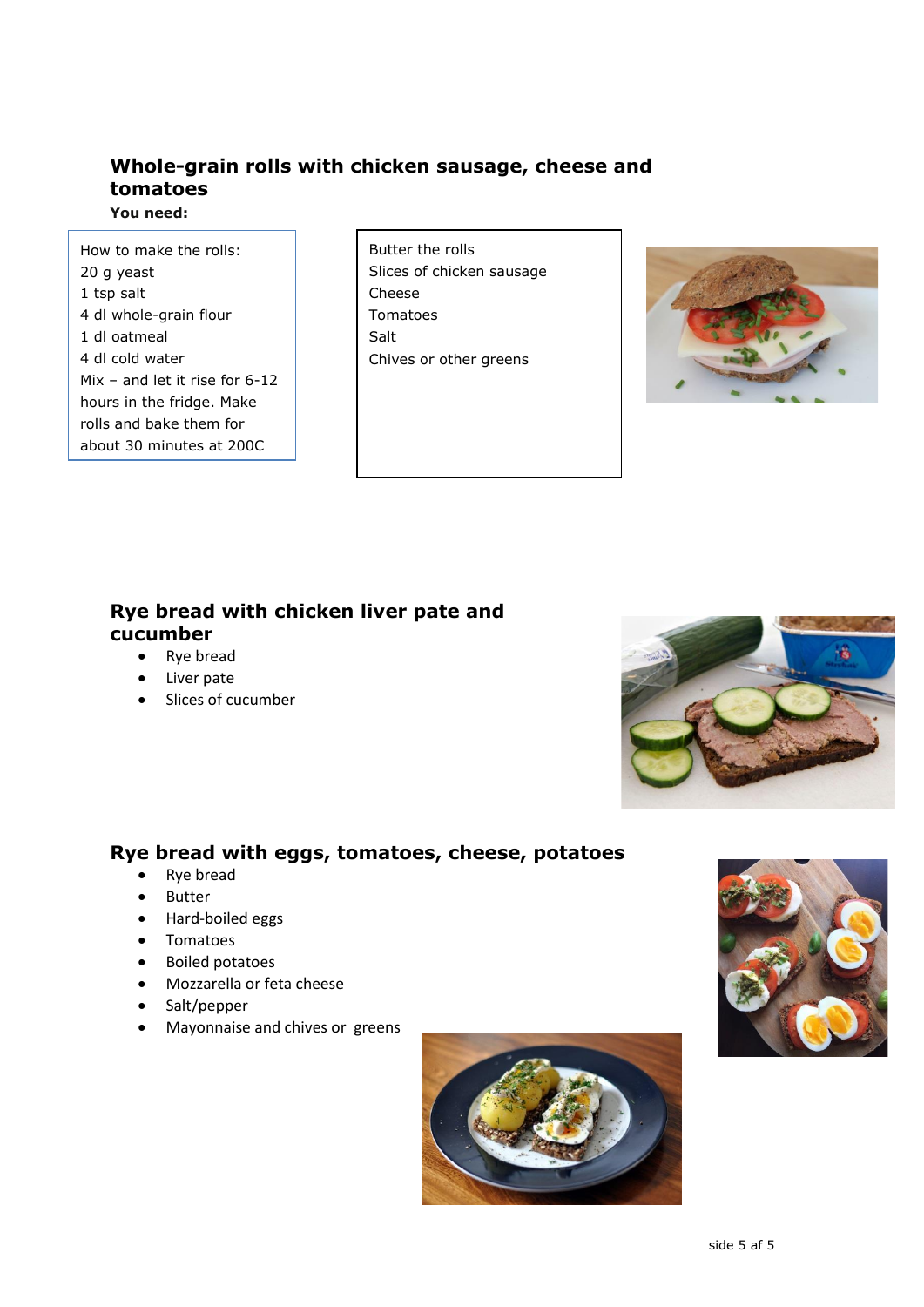## Whole-grain rolls with chicken sausage, cheese and tomatoes

**You need:**

How to make the rolls:
20 g yeast
1 tsp salt
4 dl whole-grain flour
1 dl oatmeal
4 dl cold water
Mix – and let it rise for 6-12 hours in the fridge. Make rolls and bake them for about 30 minutes at 200C

Butter the rolls
Slices of chicken sausage
Cheese
Tomatoes
Salt
Chives or other greens

## Rye bread with chicken liver pate and cucumber

- Rye bread
- Liver pate
- Slices of cucumber

## Rye bread with eggs, tomatoes, cheese, potatoes

- Rye bread
- Butter
- Hard-boiled eggs
- Tomatoes
- Boiled potatoes
- Mozzarella or feta cheese
- Salt/pepper
- Mayonnaise and chives or greens